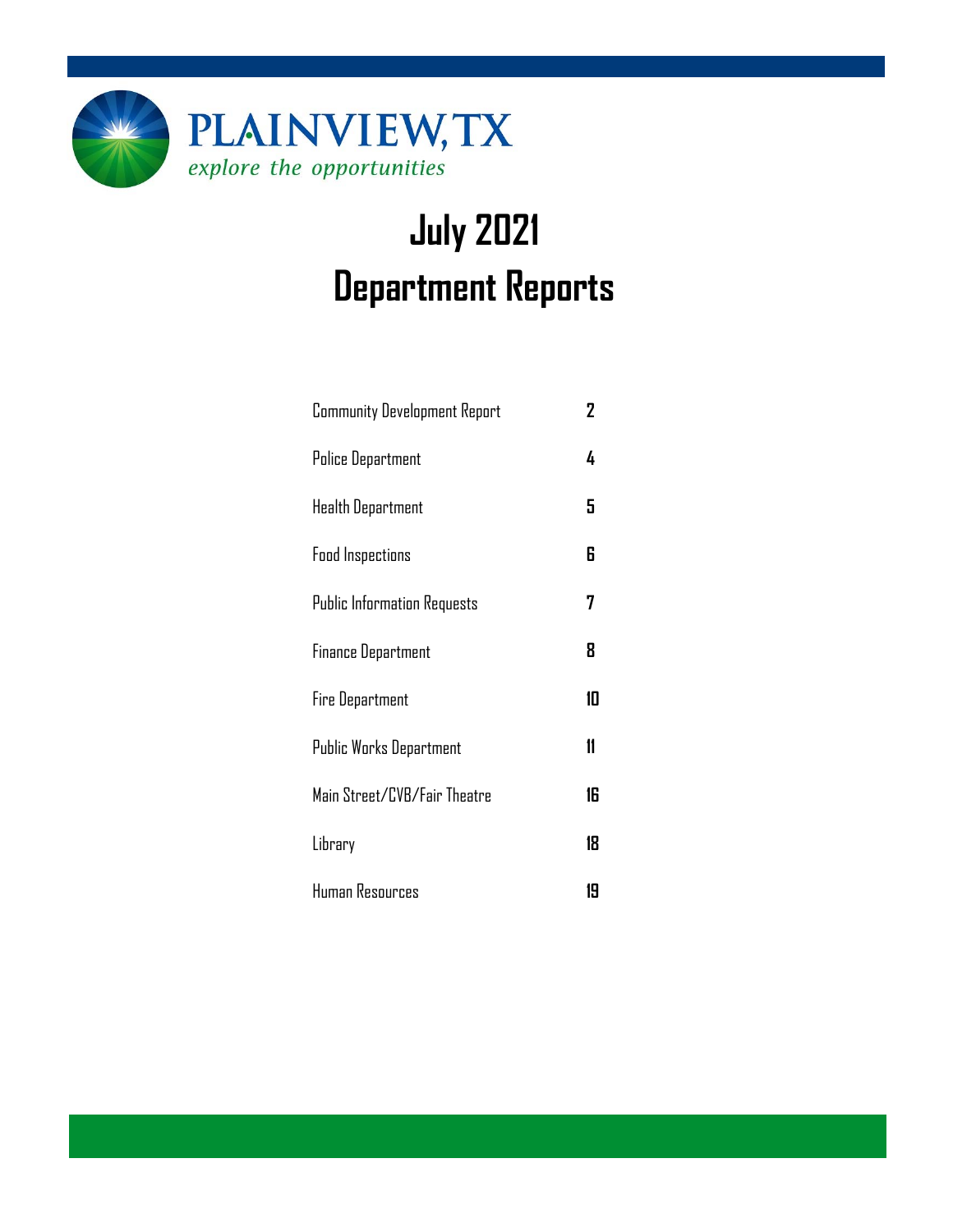PLAINVIEW, TX

*explore the opportunities*

# July 2021
# Department Reports

| | |
|---|---|
| Community Development Report | 2 |
| Police Department | 4 |
| Health Department | 5 |
| Food Inspections | 6 |
| Public Information Requests | 7 |
| Finance Department | 8 |
| Fire Department | 10 |
| Public Works Department | 11 |
| Main Street/CVB/Fair Theatre | 16 |
| Library | 18 |
| Human Resources | 19 |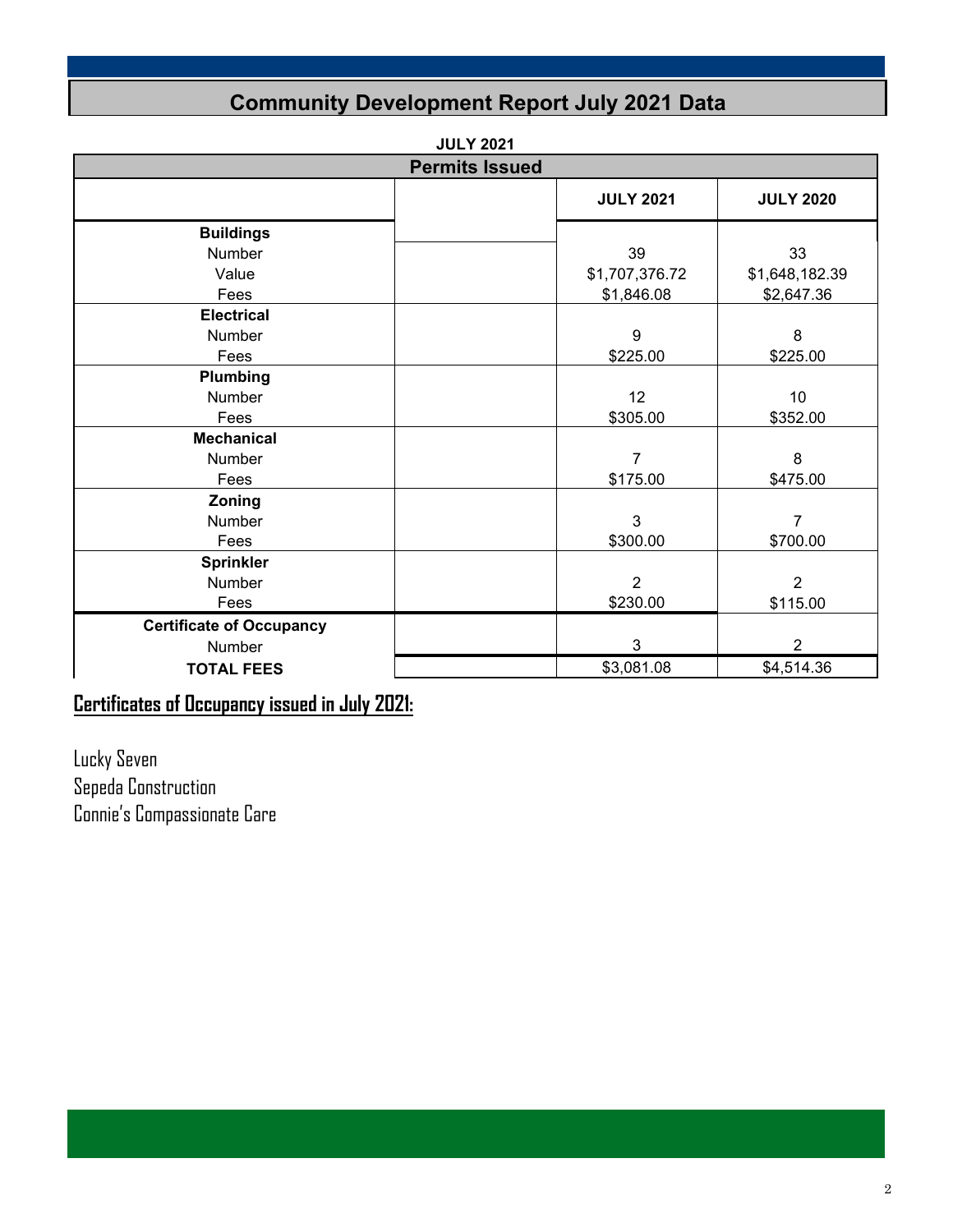# Community Development Report July 2021 Data

**JULY 2021**

| Permits Issued | | JULY 2021 | JULY 2020 |
|---|---|---|---|
| **Buildings** | | | |
| Number | | 39 | 33 |
| Value | | $1,707,376.72 | $1,648,182.39 |
| Fees | | $1,846.08 | $2,647.36 |
| **Electrical** | | | |
| Number | | 9 | 8 |
| Fees | | $225.00 | $225.00 |
| **Plumbing** | | | |
| Number | | 12 | 10 |
| Fees | | $305.00 | $352.00 |
| **Mechanical** | | | |
| Number | | 7 | 8 |
| Fees | | $175.00 | $475.00 |
| **Zoning** | | | |
| Number | | 3 | 7 |
| Fees | | $300.00 | $700.00 |
| **Sprinkler** | | | |
| Number | | 2 | 2 |
| Fees | | $230.00 | $115.00 |
| **Certificate of Occupancy** | | | |
| Number | | 3 | 2 |
| **TOTAL FEES** | | $3,081.08 | $4,514.36 |

## Certificates of Occupancy issued in July 2021:

Lucky Seven
Sepeda Construction
Connie's Compassionate Care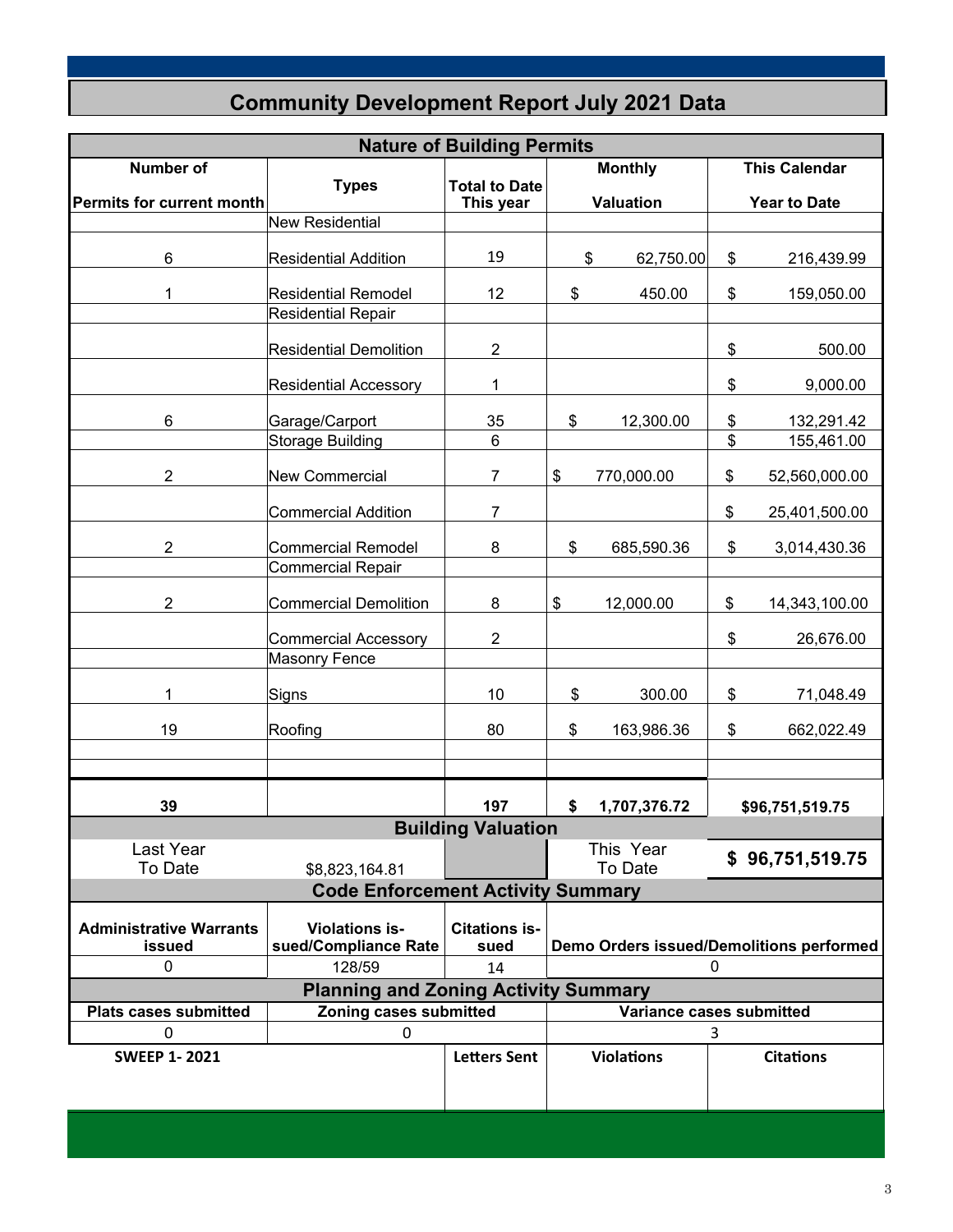# Community Development Report July 2021 Data

## Nature of Building Permits

| Number of Permits for current month | Types | Total to Date This year | Monthly Valuation | This Calendar Year to Date |
|---|---|---|---|---|
| | New Residential | | | |
| 6 | Residential Addition | 19 | $ 62,750.00 | $ 216,439.99 |
| 1 | Residential Remodel | 12 | $ 450.00 | $ 159,050.00 |
| | Residential Repair | | | |
| | Residential Demolition | 2 | | $ 500.00 |
| | Residential Accessory | 1 | | $ 9,000.00 |
| 6 | Garage/Carport | 35 | $ 12,300.00 | $ 132,291.42 |
| | Storage Building | 6 | | $ 155,461.00 |
| 2 | New Commercial | 7 | $ 770,000.00 | $ 52,560,000.00 |
| | Commercial Addition | 7 | | $ 25,401,500.00 |
| 2 | Commercial Remodel | 8 | $ 685,590.36 | $ 3,014,430.36 |
| | Commercial Repair | | | |
| 2 | Commercial Demolition | 8 | $ 12,000.00 | $ 14,343,100.00 |
| | Commercial Accessory | 2 | | $ 26,676.00 |
| | Masonry Fence | | | |
| 1 | Signs | 10 | $ 300.00 | $ 71,048.49 |
| 19 | Roofing | 80 | $ 163,986.36 | $ 662,022.49 |
| | | | | |
| | | | | |
| **39** | | **197** | **$ 1,707,376.72** | **$96,751,519.75** |

## Building Valuation

| Last Year To Date | | | This Year To Date | |
|---|---|---|---|---|
| | $8,823,164.81 | | | **$ 96,751,519.75** |

## Code Enforcement Activity Summary

| Administrative Warrants issued | Violations issued/Compliance Rate | Citations issued | Demo Orders issued/Demolitions performed |
|---|---|---|---|
| 0 | 128/59 | 14 | 0 |

## Planning and Zoning Activity Summary

| Plats cases submitted | Zoning cases submitted | Variance cases submitted |
|---|---|---|
| 0 | 0 | 3 |

| SWEEP 1- 2021 | | Letters Sent | Violations | Citations |
|---|---|---|---|---|
| | | | | |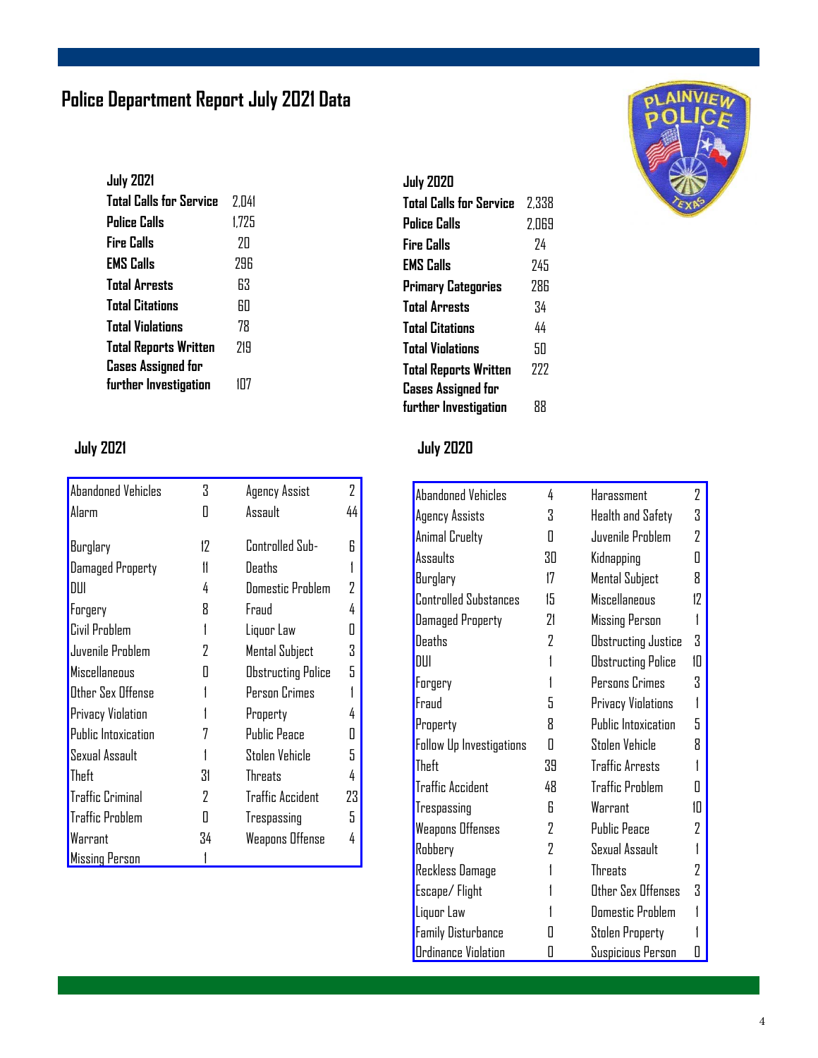# Police Department Report July 2021 Data

| July 2021 | |
|---|---|
| Total Calls for Service | 2,041 |
| Police Calls | 1,725 |
| Fire Calls | 20 |
| EMS Calls | 296 |
| Total Arrests | 63 |
| Total Citations | 60 |
| Total Violations | 78 |
| Total Reports Written | 219 |
| Cases Assigned for further Investigation | 107 |

| July 2020 | |
|---|---|
| Total Calls for Service | 2,338 |
| Police Calls | 2,069 |
| Fire Calls | 24 |
| EMS Calls | 245 |
| Primary Categories | 286 |
| Total Arrests | 34 |
| Total Citations | 44 |
| Total Violations | 50 |
| Total Reports Written | 222 |
| Cases Assigned for further Investigation | 88 |

## July 2021

| | | | |
|---|---|---|---|
| Abandoned Vehicles | 3 | Agency Assist | 2 |
| Alarm | 0 | Assault | 44 |
| Burglary | 12 | Controlled Sub- | 6 |
| Damaged Property | 11 | Deaths | 1 |
| DUI | 4 | Domestic Problem | 2 |
| Forgery | 8 | Fraud | 4 |
| Civil Problem | 1 | Liquor Law | 0 |
| Juvenile Problem | 2 | Mental Subject | 3 |
| Miscellaneous | 0 | Obstructing Police | 5 |
| Other Sex Offense | 1 | Person Crimes | 1 |
| Privacy Violation | 1 | Property | 4 |
| Public Intoxication | 7 | Public Peace | 0 |
| Sexual Assault | 1 | Stolen Vehicle | 5 |
| Theft | 31 | Threats | 4 |
| Traffic Criminal | 2 | Traffic Accident | 23 |
| Traffic Problem | 0 | Trespassing | 5 |
| Warrant | 34 | Weapons Offense | 4 |
| Missing Person | 1 | | |

## July 2020

| | | | |
|---|---|---|---|
| Abandoned Vehicles | 4 | Harassment | 2 |
| Agency Assists | 3 | Health and Safety | 3 |
| Animal Cruelty | 0 | Juvenile Problem | 2 |
| Assaults | 30 | Kidnapping | 0 |
| Burglary | 17 | Mental Subject | 8 |
| Controlled Substances | 15 | Miscellaneous | 12 |
| Damaged Property | 21 | Missing Person | 1 |
| Deaths | 2 | Obstructing Justice | 3 |
| DUI | 1 | Obstructing Police | 10 |
| Forgery | 1 | Persons Crimes | 3 |
| Fraud | 5 | Privacy Violations | 1 |
| Property | 8 | Public Intoxication | 5 |
| Follow Up Investigations | 0 | Stolen Vehicle | 8 |
| Theft | 39 | Traffic Arrests | 1 |
| Traffic Accident | 48 | Traffic Problem | 0 |
| Trespassing | 6 | Warrant | 10 |
| Weapons Offenses | 2 | Public Peace | 2 |
| Robbery | 2 | Sexual Assault | 1 |
| Reckless Damage | 1 | Threats | 2 |
| Escape/ Flight | 1 | Other Sex Offenses | 3 |
| Liquor Law | 1 | Domestic Problem | 1 |
| Family Disturbance | 0 | Stolen Property | 1 |
| Ordinance Violation | 0 | Suspicious Person | 0 |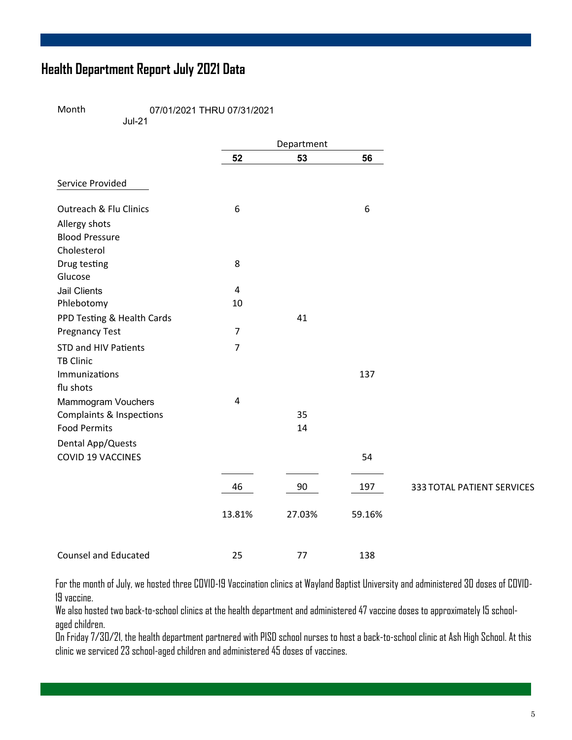# Health Department Report July 2021 Data

Month 07/01/2021 THRU 07/31/2021
Jul-21

| Service Provided | 52 | 53 | 56 |
|---|---|---|---|
| Outreach & Flu Clinics | 6 | | 6 |
| Allergy shots | | | |
| Blood Pressure | | | |
| Cholesterol | | | |
| Drug testing | 8 | | |
| Glucose | | | |
| Jail Clients | 4 | | |
| Phlebotomy | 10 | | |
| PPD Testing & Health Cards | | 41 | |
| Pregnancy Test | 7 | | |
| STD and HIV Patients | 7 | | |
| TB Clinic | | | |
| Immunizations | | | 137 |
| flu shots | | | |
| Mammogram Vouchers | 4 | | |
| Complaints & Inspections | | 35 | |
| Food Permits | | 14 | |
| Dental App/Quests | | | |
| COVID 19 VACCINES | | | 54 |
| | 46 | 90 | 197 |
| | 13.81% | 27.03% | 59.16% |
| Counsel and Educated | 25 | 77 | 138 |

333 TOTAL PATIENT SERVICES

For the month of July, we hosted three COVID-19 Vaccination clinics at Wayland Baptist University and administered 30 doses of COVID-19 vaccine.

We also hosted two back-to-school clinics at the health department and administered 47 vaccine doses to approximately 15 school-aged children.

On Friday 7/30/21, the health department partnered with PISD school nurses to host a back-to-school clinic at Ash High School. At this clinic we serviced 23 school-aged children and administered 45 doses of vaccines.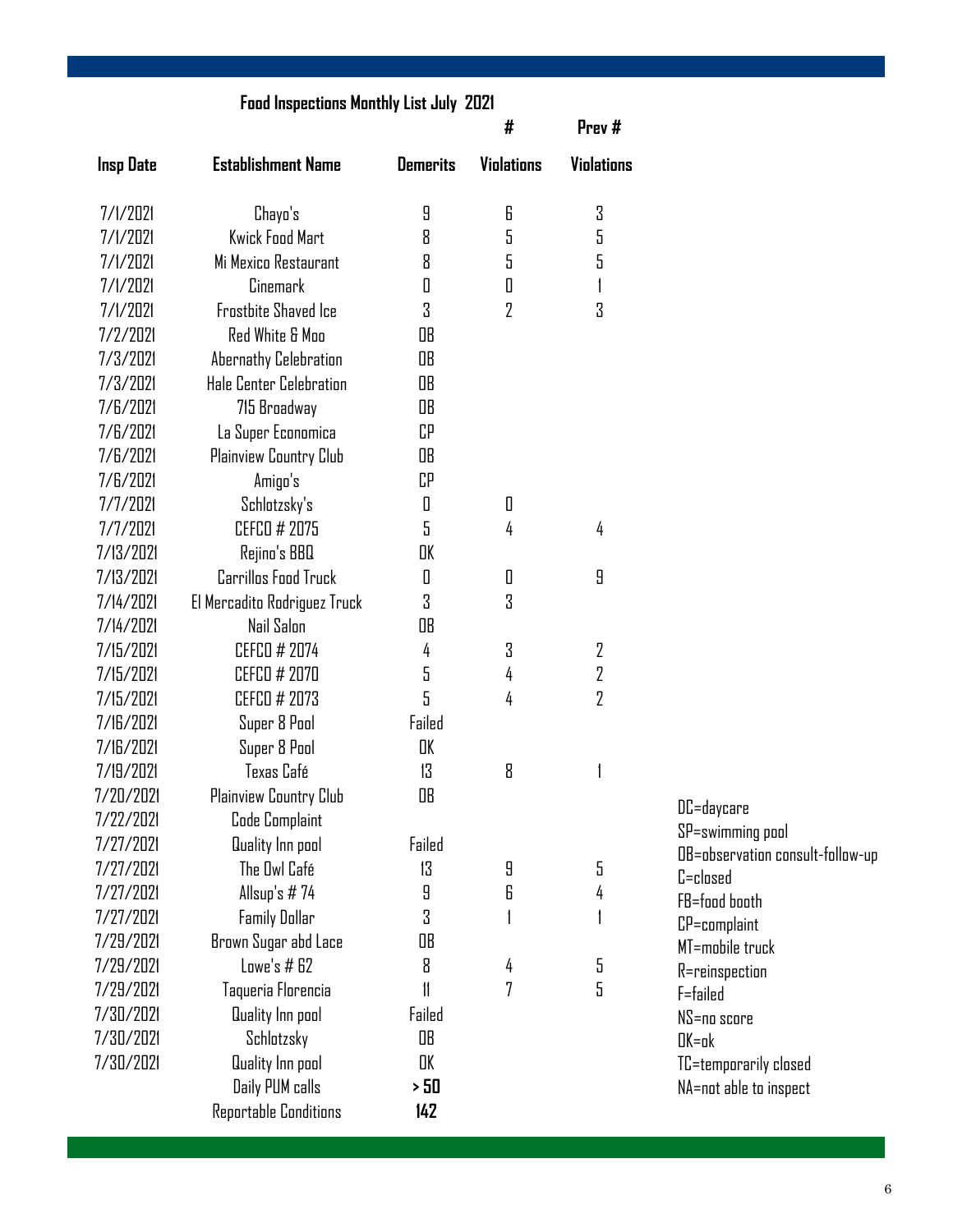## Food Inspections Monthly List July 2021

| Insp Date | Establishment Name | Demerits | # Violations | Prev # Violations |
|---|---|---|---|---|
| 7/1/2021 | Chayo's | 9 | 6 | 3 |
| 7/1/2021 | Kwick Food Mart | 8 | 5 | 5 |
| 7/1/2021 | Mi Mexico Restaurant | 8 | 5 | 5 |
| 7/1/2021 | Cinemark | 0 | 0 | 1 |
| 7/1/2021 | Frostbite Shaved Ice | 3 | 2 | 3 |
| 7/2/2021 | Red White & Moo | OB | | |
| 7/3/2021 | Abernathy Celebration | OB | | |
| 7/3/2021 | Hale Center Celebration | OB | | |
| 7/6/2021 | 715 Broadway | OB | | |
| 7/6/2021 | La Super Economica | CP | | |
| 7/6/2021 | Plainview Country Club | OB | | |
| 7/6/2021 | Amigo's | CP | | |
| 7/7/2021 | Schlotzsky's | 0 | 0 | |
| 7/7/2021 | CEFCO # 2075 | 5 | 4 | 4 |
| 7/13/2021 | Rejino's BBQ | OK | | |
| 7/13/2021 | Carrillos Food Truck | 0 | 0 | 9 |
| 7/14/2021 | El Mercadito Rodriguez Truck | 3 | 3 | |
| 7/14/2021 | Nail Salon | OB | | |
| 7/15/2021 | CEFCO # 2074 | 4 | 3 | 2 |
| 7/15/2021 | CEFCO # 2070 | 5 | 4 | 2 |
| 7/15/2021 | CEFCO # 2073 | 5 | 4 | 2 |
| 7/16/2021 | Super 8 Pool | Failed | | |
| 7/16/2021 | Super 8 Pool | OK | | |
| 7/19/2021 | Texas Café | 13 | 8 | 1 |
| 7/20/2021 | Plainview Country Club | OB | | |
| 7/22/2021 | Code Complaint | | | |
| 7/27/2021 | Quality Inn pool | Failed | | |
| 7/27/2021 | The Owl Café | 13 | 9 | 5 |
| 7/27/2021 | Allsup's # 74 | 9 | 6 | 4 |
| 7/27/2021 | Family Dollar | 3 | 1 | 1 |
| 7/29/2021 | Brown Sugar abd Lace | OB | | |
| 7/29/2021 | Lowe's # 62 | 8 | 4 | 5 |
| 7/29/2021 | Taqueria Florencia | 11 | 7 | 5 |
| 7/30/2021 | Quality Inn pool | Failed | | |
| 7/30/2021 | Schlotzsky | OB | | |
| 7/30/2021 | Quality Inn pool | OK | | |
| | Daily PUM calls | **> 50** | | |
| | Reportable Conditions | **142** | | |

DC=daycare
SP=swimming pool
OB=observation consult-follow-up
C=closed
FB=food booth
CP=complaint
MT=mobile truck
R=reinspection
F=failed
NS=no score
OK=ok
TC=temporarily closed
NA=not able to inspect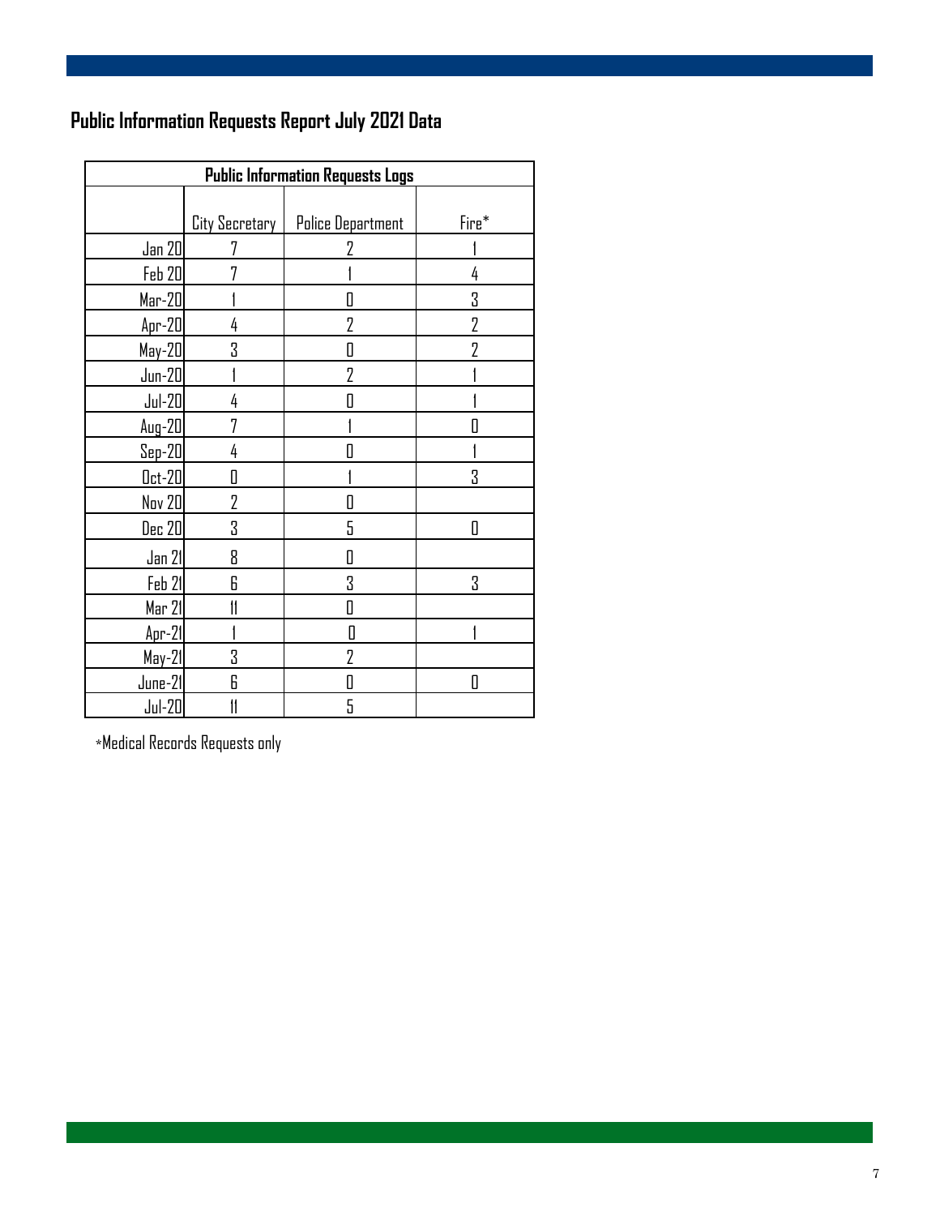## Public Information Requests Report July 2021 Data

| Public Information Requests Logs | | | |
|---|---|---|---|
| | City Secretary | Police Department | Fire* |
| Jan 20 | 7 | 2 | 1 |
| Feb 20 | 7 | 1 | 4 |
| Mar-20 | 1 | 0 | 3 |
| Apr-20 | 4 | 2 | 2 |
| May-20 | 3 | 0 | 2 |
| Jun-20 | 1 | 2 | 1 |
| Jul-20 | 4 | 0 | 1 |
| Aug-20 | 7 | 1 | 0 |
| Sep-20 | 4 | 0 | 1 |
| Oct-20 | 0 | 1 | 3 |
| Nov 20 | 2 | 0 | |
| Dec 20 | 3 | 5 | 0 |
| Jan 21 | 8 | 0 | |
| Feb 21 | 6 | 3 | 3 |
| Mar 21 | 11 | 0 | |
| Apr-21 | 1 | 0 | 1 |
| May-21 | 3 | 2 | |
| June-21 | 6 | 0 | 0 |
| Jul-20 | 11 | 5 | |

*Medical Records Requests only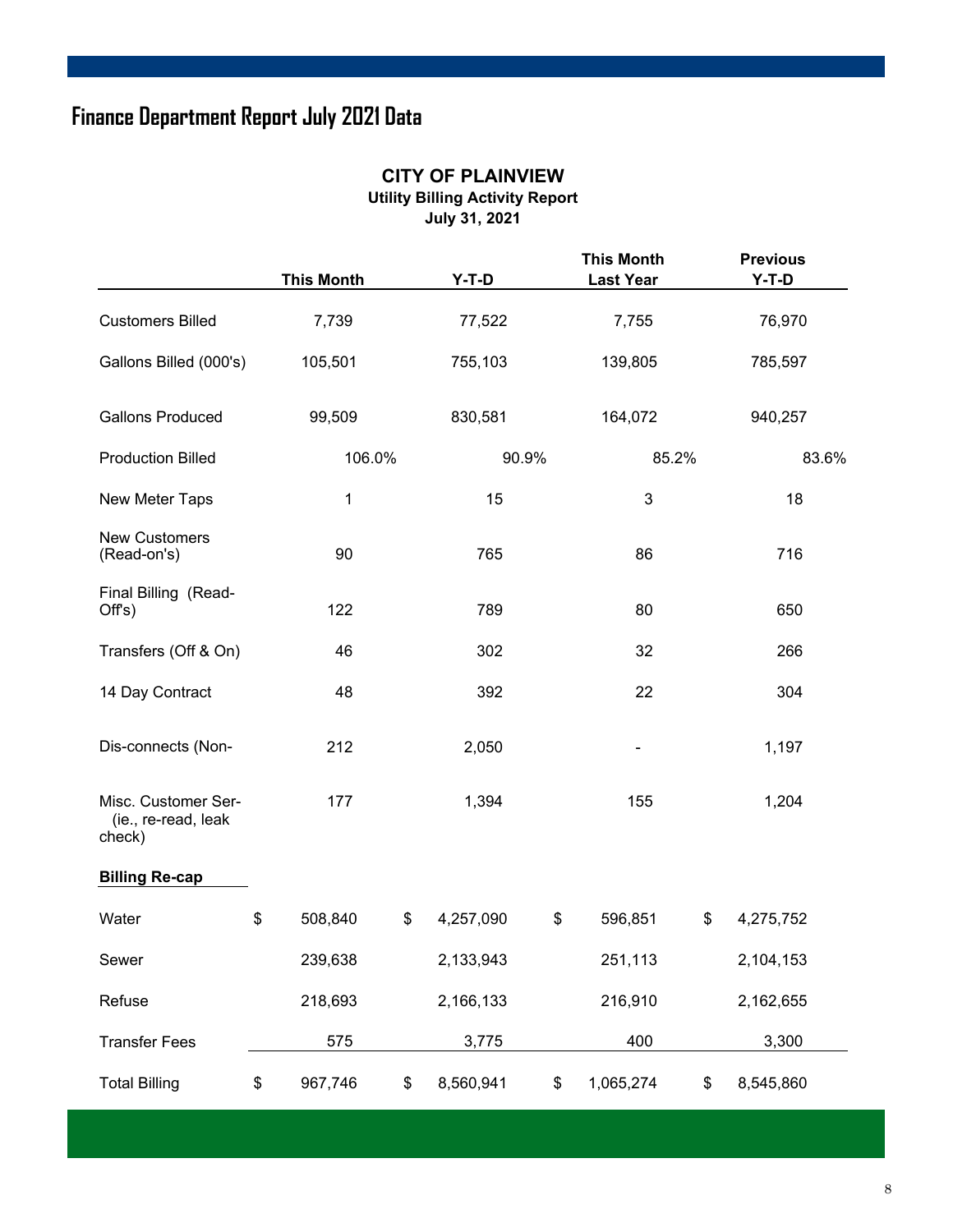# Finance Department Report July 2021 Data

## CITY OF PLAINVIEW

### Utility Billing Activity Report

### July 31, 2021

| | This Month | Y-T-D | This Month Last Year | Previous Y-T-D |
|---|---|---|---|---|
| Customers Billed | 7,739 | 77,522 | 7,755 | 76,970 |
| Gallons Billed (000's) | 105,501 | 755,103 | 139,805 | 785,597 |
| Gallons Produced | 99,509 | 830,581 | 164,072 | 940,257 |
| Production Billed | 106.0% | 90.9% | 85.2% | 83.6% |
| New Meter Taps | 1 | 15 | 3 | 18 |
| New Customers (Read-on's) | 90 | 765 | 86 | 716 |
| Final Billing (Read-Off's) | 122 | 789 | 80 | 650 |
| Transfers (Off & On) | 46 | 302 | 32 | 266 |
| 14 Day Contract | 48 | 392 | 22 | 304 |
| Dis-connects (Non- | 212 | 2,050 | - | 1,197 |
| Misc. Customer Ser- (ie., re-read, leak check) | 177 | 1,394 | 155 | 1,204 |
| **Billing Re-cap** | | | | |
| Water | $ 508,840 | $ 4,257,090 | $ 596,851 | $ 4,275,752 |
| Sewer | 239,638 | 2,133,943 | 251,113 | 2,104,153 |
| Refuse | 218,693 | 2,166,133 | 216,910 | 2,162,655 |
| Transfer Fees | 575 | 3,775 | 400 | 3,300 |
| Total Billing | $ 967,746 | $ 8,560,941 | $ 1,065,274 | $ 8,545,860 |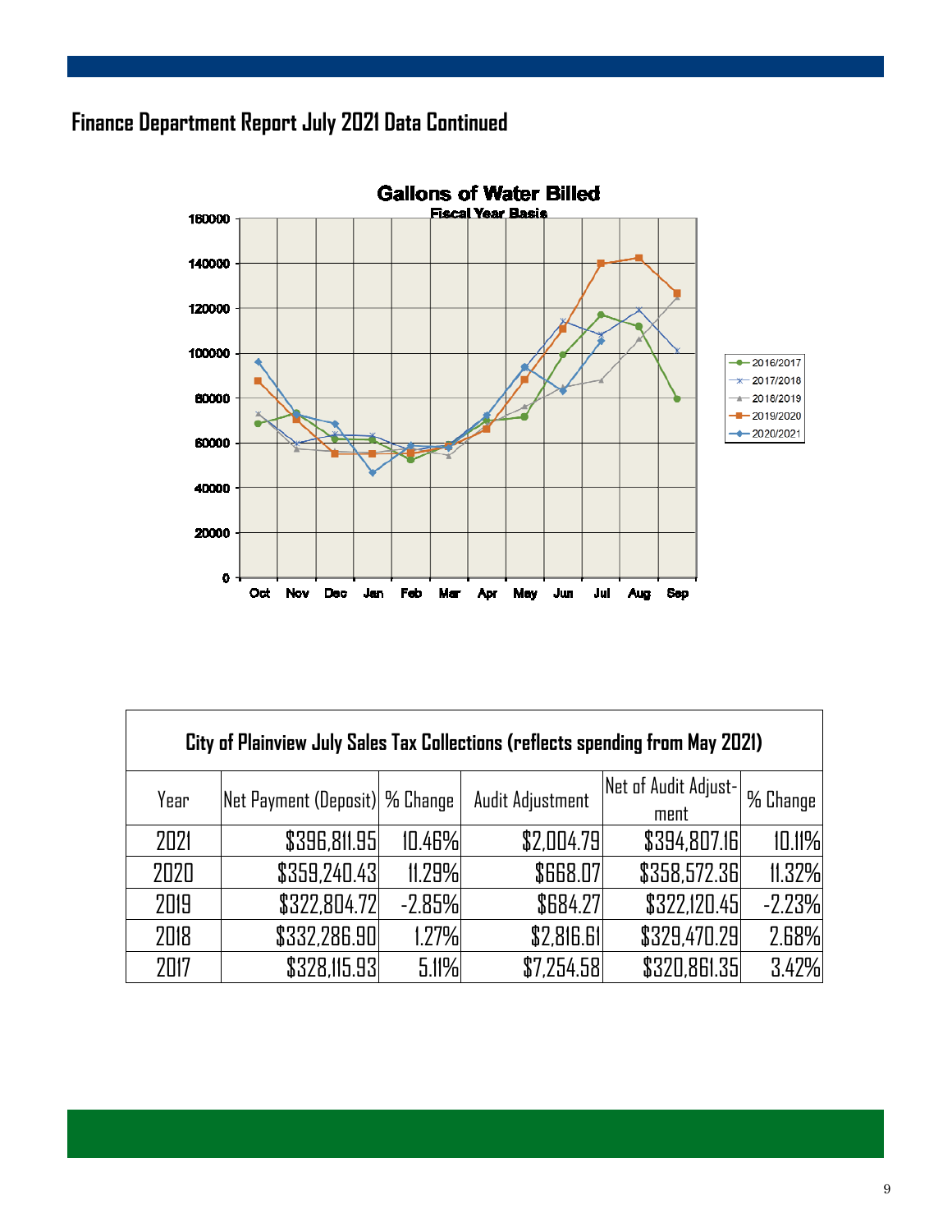## Finance Department Report July 2021 Data Continued

**Gallons of Water Billed**
Fiscal Year Basis

| City of Plainview July Sales Tax Collections (reflects spending from May 2021) | | | | | |
|---|---|---|---|---|---|
| Year | Net Payment (Deposit) | % Change | Audit Adjustment | Net of Audit Adjust-ment | % Change |
| 2021 | $396,811.95 | 10.46% | $2,004.79 | $394,807.16 | 10.11% |
| 2020 | $359,240.43 | 11.29% | $668.07 | $358,572.36 | 11.32% |
| 2019 | $322,804.72 | -2.85% | $684.27 | $322,120.45 | -2.23% |
| 2018 | $332,286.90 | 1.27% | $2,816.61 | $329,470.29 | 2.68% |
| 2017 | $328,115.93 | 5.11% | $7,254.58 | $320,861.35 | 3.42% |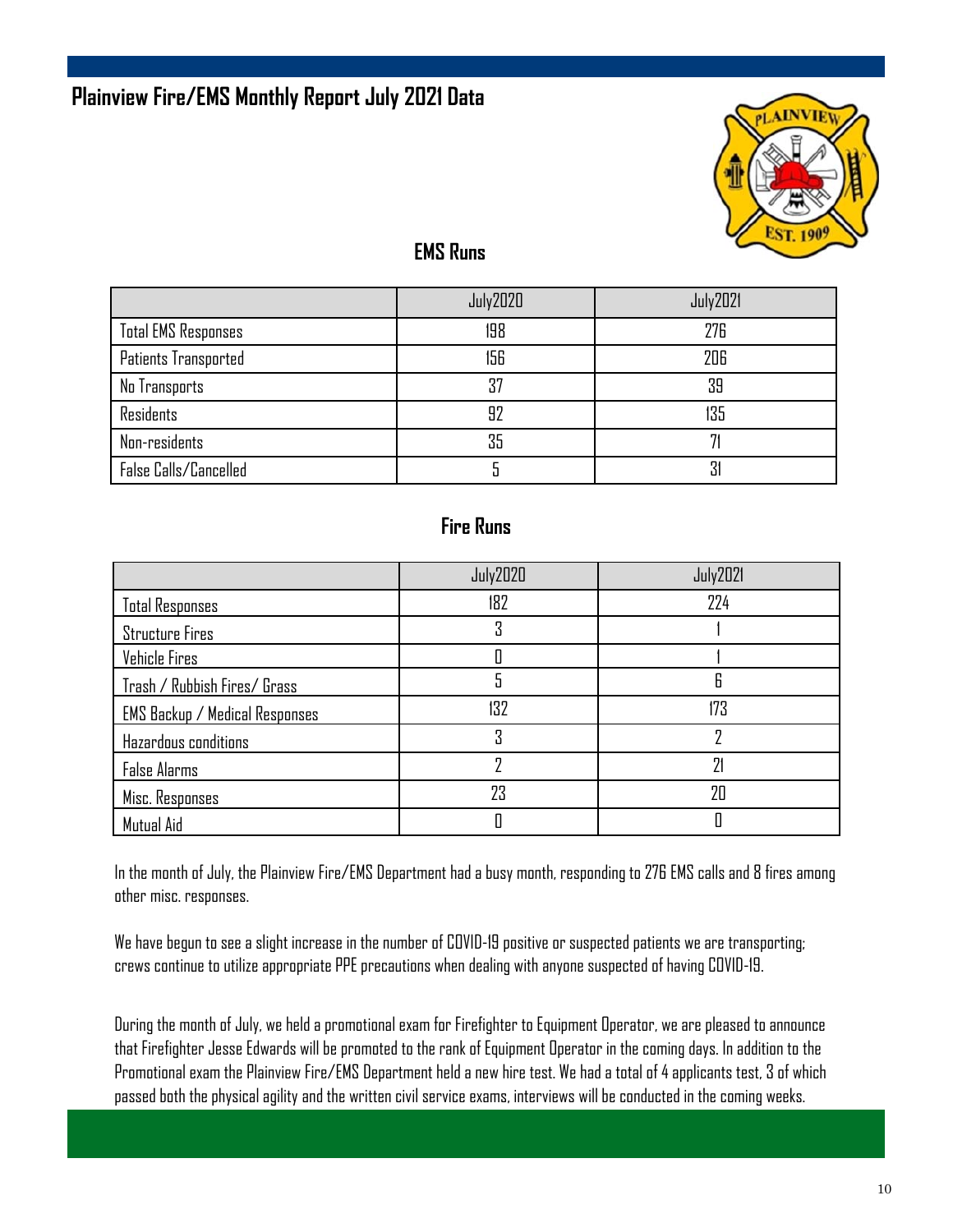# Plainview Fire/EMS Monthly Report July 2021 Data

## EMS Runs

| | July2020 | July2021 |
|---|---|---|
| Total EMS Responses | 198 | 276 |
| Patients Transported | 156 | 206 |
| No Transports | 37 | 39 |
| Residents | 92 | 135 |
| Non-residents | 35 | 71 |
| False Calls/Cancelled | 5 | 31 |

## Fire Runs

| | July2020 | July2021 |
|---|---|---|
| Total Responses | 182 | 224 |
| Structure Fires | 3 | 1 |
| Vehicle Fires | 0 | 1 |
| Trash / Rubbish Fires/ Grass | 5 | 6 |
| EMS Backup / Medical Responses | 132 | 173 |
| Hazardous conditions | 3 | 2 |
| False Alarms | 2 | 21 |
| Misc. Responses | 23 | 20 |
| Mutual Aid | 0 | 0 |

In the month of July, the Plainview Fire/EMS Department had a busy month, responding to 276 EMS calls and 8 fires among other misc. responses.

We have begun to see a slight increase in the number of COVID-19 positive or suspected patients we are transporting; crews continue to utilize appropriate PPE precautions when dealing with anyone suspected of having COVID-19.

During the month of July, we held a promotional exam for Firefighter to Equipment Operator, we are pleased to announce that Firefighter Jesse Edwards will be promoted to the rank of Equipment Operator in the coming days. In addition to the Promotional exam the Plainview Fire/EMS Department held a new hire test. We had a total of 4 applicants test, 3 of which passed both the physical agility and the written civil service exams, interviews will be conducted in the coming weeks.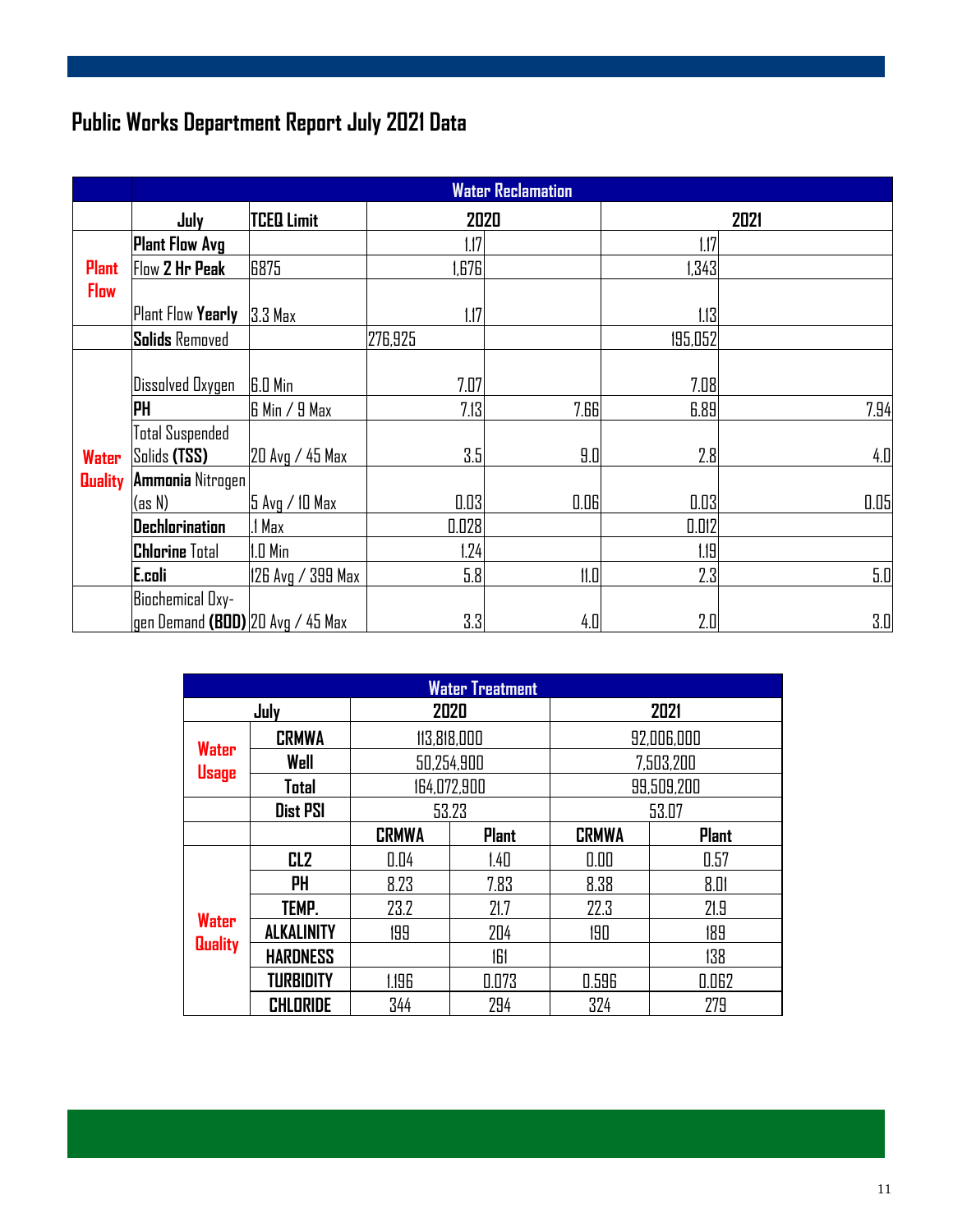## Public Works Department Report July 2021 Data

| | Water Reclamation | | | | | |
|---|---|---|---|---|---|---|
| | July | TCEQ Limit | 2020 | | 2021 | |
| Plant Flow | Plant Flow Avg | | 1.17 | | 1.17 | |
| | Flow **2 Hr Peak** | 6875 | 1,676 | | 1,343 | |
| | Plant Flow **Yearly** | 3.3 Max | 1.17 | | 1.13 | |
| | **Solids** Removed | | 276,925 | | 195,052 | |
| Water Quality | Dissolved Oxygen | 6.0 Min | 7.07 | | 7.08 | |
| | **PH** | 6 Min / 9 Max | 7.13 | 7.66 | 6.89 | 7.94 |
| | Total Suspended Solids **(TSS)** | 20 Avg / 45 Max | 3.5 | 9.0 | 2.8 | 4.0 |
| | **Ammonia** Nitrogen (as N) | 5 Avg / 10 Max | 0.03 | 0.06 | 0.03 | 0.05 |
| | **Dechlorination** | .1 Max | 0.028 | | 0.012 | |
| | **Chlorine** Total | 1.0 Min | 1.24 | | 1.19 | |
| | **E.coli** | 126 Avg / 399 Max | 5.8 | 11.0 | 2.3 | 5.0 |
| | Biochemical Oxygen Demand **(BOD)** | 20 Avg / 45 Max | 3.3 | 4.0 | 2.0 | 3.0 |

| Water Treatment | | | | | |
|---|---|---|---|---|---|
| July | | 2020 | | 2021 | |
| Water Usage | CRMWA | 113,818,000 | | 92,006,000 | |
| | Well | 50,254,900 | | 7,503,200 | |
| | Total | 164,072,900 | | 99,509,200 | |
| | Dist PSI | 53.23 | | 53.07 | |
| | | CRMWA | Plant | CRMWA | Plant |
| Water Quality | CL2 | 0.04 | 1.40 | 0.00 | 0.57 |
| | PH | 8.23 | 7.83 | 8.38 | 8.01 |
| | TEMP. | 23.2 | 21.7 | 22.3 | 21.9 |
| | ALKALINITY | 199 | 204 | 190 | 189 |
| | HARDNESS | | 161 | | 138 |
| | TURBIDITY | 1.196 | 0.073 | 0.596 | 0.062 |
| | CHLORIDE | 344 | 294 | 324 | 279 |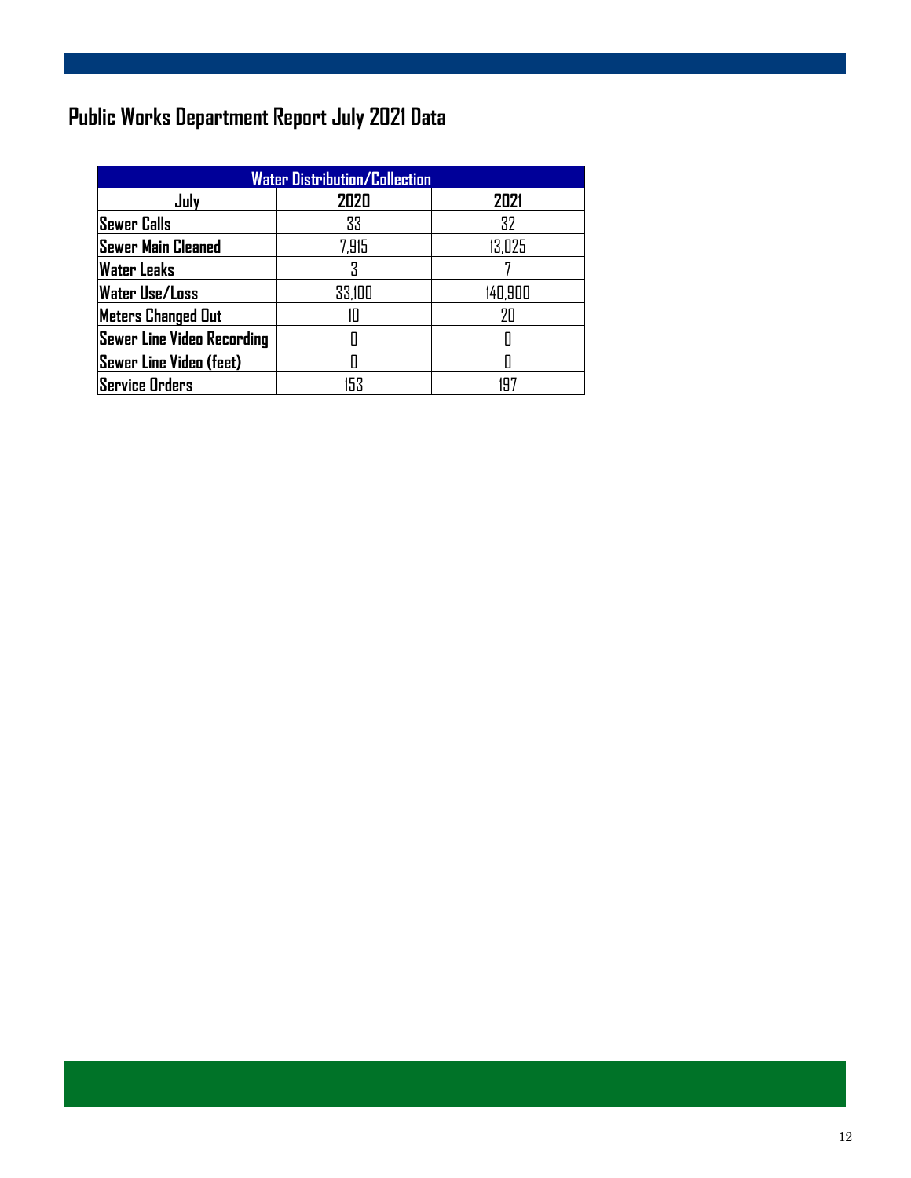# Public Works Department Report July 2021 Data

| Water Distribution/Collection | | |
|---|---|---|
| **July** | **2020** | **2021** |
| **Sewer Calls** | 33 | 32 |
| **Sewer Main Cleaned** | 7,915 | 13,025 |
| **Water Leaks** | 3 | 7 |
| **Water Use/Loss** | 33,100 | 140,900 |
| **Meters Changed Out** | 10 | 20 |
| **Sewer Line Video Recording** | 0 | 0 |
| **Sewer Line Video (feet)** | 0 | 0 |
| **Service Orders** | 153 | 197 |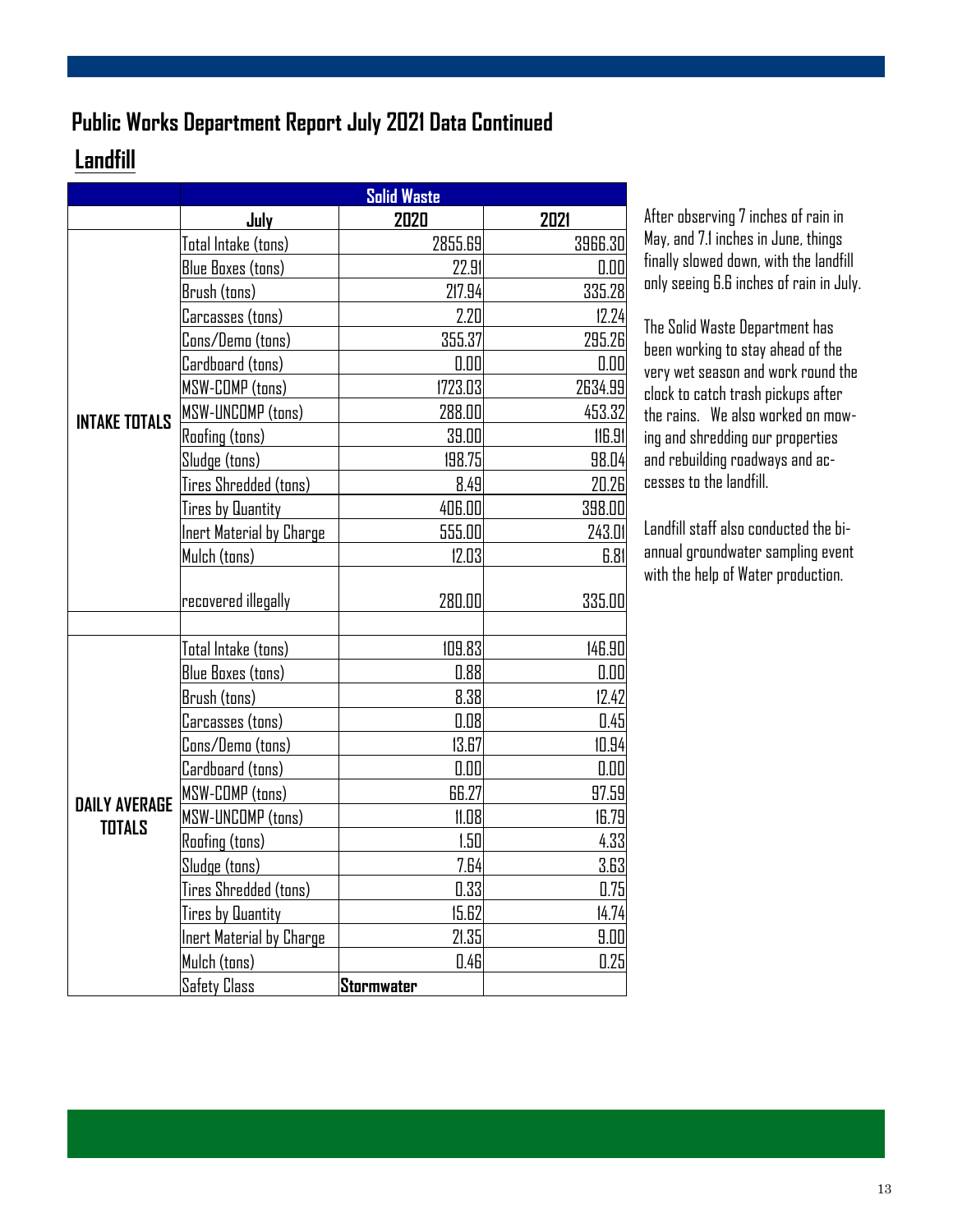# Public Works Department Report July 2021 Data Continued

## Landfill

| | Solid Waste | | |
|---|---|---|---|
| | **July** | **2020** | **2021** |
| **INTAKE TOTALS** | Total Intake (tons) | 2855.69 | 3966.30 |
| | Blue Boxes (tons) | 22.91 | 0.00 |
| | Brush (tons) | 217.94 | 335.28 |
| | Carcasses (tons) | 2.20 | 12.24 |
| | Cons/Demo (tons) | 355.37 | 295.26 |
| | Cardboard (tons) | 0.00 | 0.00 |
| | MSW-COMP (tons) | 1723.03 | 2634.99 |
| | MSW-UNCOMP (tons) | 288.00 | 453.32 |
| | Roofing (tons) | 39.00 | 116.91 |
| | Sludge (tons) | 198.75 | 98.04 |
| | Tires Shredded (tons) | 8.49 | 20.26 |
| | Tires by Quantity | 406.00 | 398.00 |
| | Inert Material by Charge | 555.00 | 243.01 |
| | Mulch (tons) | 12.03 | 6.81 |
| | recovered illegally | 280.00 | 335.00 |
| | | | |
| **DAILY AVERAGE TOTALS** | Total Intake (tons) | 109.83 | 146.90 |
| | Blue Boxes (tons) | 0.88 | 0.00 |
| | Brush (tons) | 8.38 | 12.42 |
| | Carcasses (tons) | 0.08 | 0.45 |
| | Cons/Demo (tons) | 13.67 | 10.94 |
| | Cardboard (tons) | 0.00 | 0.00 |
| | MSW-COMP (tons) | 66.27 | 97.59 |
| | MSW-UNCOMP (tons) | 11.08 | 16.79 |
| | Roofing (tons) | 1.50 | 4.33 |
| | Sludge (tons) | 7.64 | 3.63 |
| | Tires Shredded (tons) | 0.33 | 0.75 |
| | Tires by Quantity | 15.62 | 14.74 |
| | Inert Material by Charge | 21.35 | 9.00 |
| | Mulch (tons) | 0.46 | 0.25 |
| | Safety Class | **Stormwater** | |

After observing 7 inches of rain in May, and 7.1 inches in June, things finally slowed down, with the landfill only seeing 6.6 inches of rain in July.

The Solid Waste Department has been working to stay ahead of the very wet season and work round the clock to catch trash pickups after the rains. We also worked on mowing and shredding our properties and rebuilding roadways and accesses to the landfill.

Landfill staff also conducted the bi-annual groundwater sampling event with the help of Water production.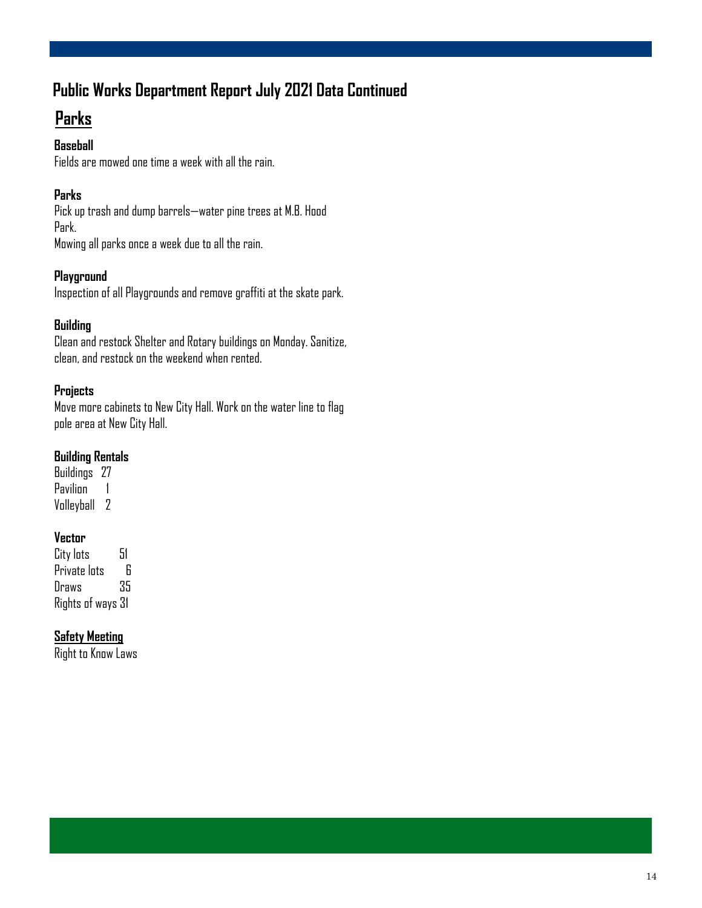## Public Works Department Report July 2021 Data Continued

## Parks

**Baseball**
Fields are mowed one time a week with all the rain.

**Parks**
Pick up trash and dump barrels—water pine trees at M.B. Hood Park.
Mowing all parks once a week due to all the rain.

**Playground**
Inspection of all Playgrounds and remove graffiti at the skate park.

**Building**
Clean and restock Shelter and Rotary buildings on Monday. Sanitize, clean, and restock on the weekend when rented.

**Projects**
Move more cabinets to New City Hall. Work on the water line to flag pole area at New City Hall.

**Building Rentals**

| | |
|---|---|
| Buildings | 27 |
| Pavilion | 1 |
| Volleyball | 2 |

**Vector**

| | |
|---|---|
| City lots | 51 |
| Private lots | 6 |
| Draws | 35 |
| Rights of ways | 31 |

**Safety Meeting**
Right to Know Laws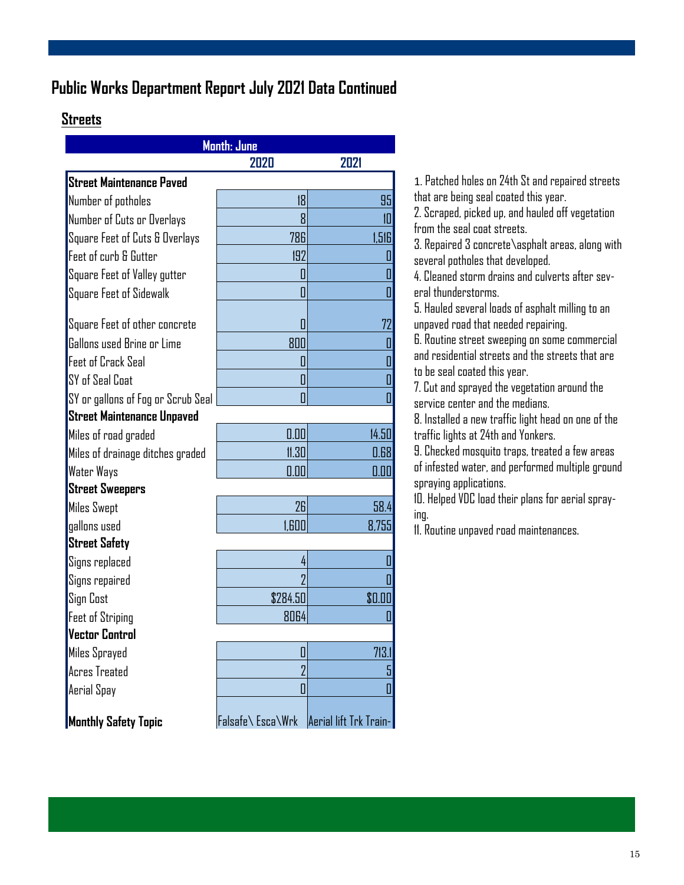## Public Works Department Report July 2021 Data Continued

### Streets

| Month: June | | |
|---|---|---|
| | 2020 | 2021 |
| **Street Maintenance Paved** | | |
| Number of potholes | 18 | 95 |
| Number of Cuts or Overlays | 8 | 10 |
| Square Feet of Cuts & Overlays | 786 | 1,516 |
| Feet of curb & Gutter | 192 | 0 |
| Square Feet of Valley gutter | 0 | 0 |
| Square Feet of Sidewalk | 0 | 0 |
| Square Feet of other concrete | 0 | 72 |
| Gallons used Brine or Lime | 800 | 0 |
| Feet of Crack Seal | 0 | 0 |
| SY of Seal Coat | 0 | 0 |
| SY or gallons of Fog or Scrub Seal | 0 | 0 |
| **Street Maintenance Unpaved** | | |
| Miles of road graded | 0.00 | 14.50 |
| Miles of drainage ditches graded | 11.30 | 0.68 |
| Water Ways | 0.00 | 0.00 |
| **Street Sweepers** | | |
| Miles Swept | 26 | 58.4 |
| gallons used | 1,600 | 8,755 |
| **Street Safety** | | |
| Signs replaced | 4 | 0 |
| Signs repaired | 2 | 0 |
| Sign Cost | $284.50 | $0.00 |
| Feet of Striping | 8064 | 0 |
| **Vector Control** | | |
| Miles Sprayed | 0 | 713.1 |
| Acres Treated | 2 | 5 |
| Aerial Spay | 0 | 0 |
| **Monthly Safety Topic** | Falsafe\ Esca\Wrk | Aerial lift Trk Train- |

1. Patched holes on 24th St and repaired streets that are being seal coated this year.
2. Scraped, picked up, and hauled off vegetation from the seal coat streets.
3. Repaired 3 concrete\asphalt areas, along with several potholes that developed.
4. Cleaned storm drains and culverts after several thunderstorms.
5. Hauled several loads of asphalt milling to an unpaved road that needed repairing.
6. Routine street sweeping on some commercial and residential streets and the streets that are to be seal coated this year.
7. Cut and sprayed the vegetation around the service center and the medians.
8. Installed a new traffic light head on one of the traffic lights at 24th and Yonkers.
9. Checked mosquito traps, treated a few areas of infested water, and performed multiple ground spraying applications.
10. Helped VDC load their plans for aerial spraying.
11. Routine unpaved road maintenances.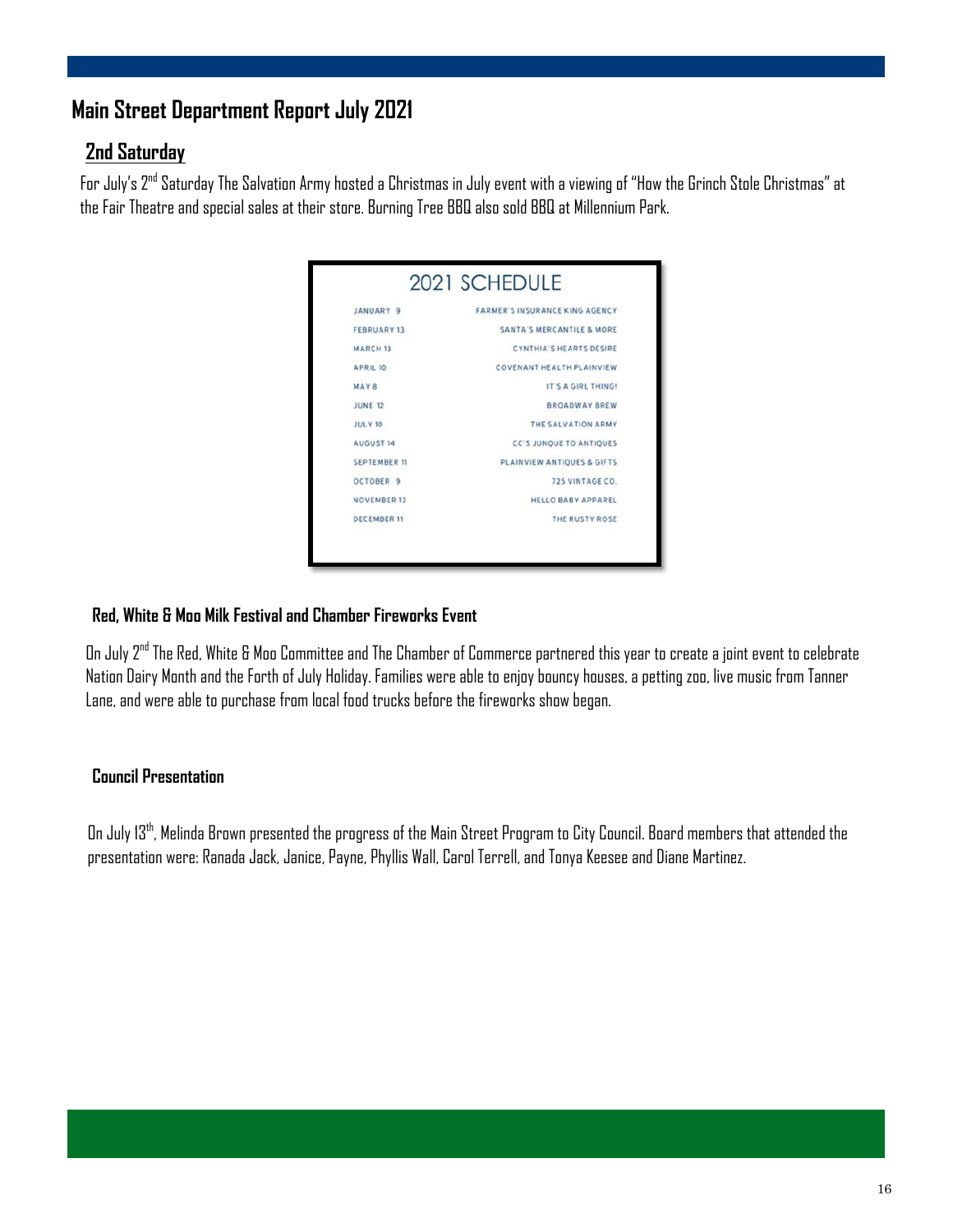# Main Street Department Report July 2021

## 2nd Saturday

For July's 2nd Saturday The Salvation Army hosted a Christmas in July event with a viewing of "How the Grinch Stole Christmas" at the Fair Theatre and special sales at their store. Burning Tree BBQ also sold BBQ at Millennium Park.

**2021 SCHEDULE**

| Date | Host |
|---|---|
| JANUARY 9 | FARMER'S INSURANCE KING AGENCY |
| FEBRUARY 13 | SANTA'S MERCANTILE & MORE |
| MARCH 13 | CYNTHIA'S HEARTS DESIRE |
| APRIL 10 | COVENANT HEALTH PLAINVIEW |
| MAY 8 | IT'S A GIRL THING! |
| JUNE 12 | BROADWAY BREW |
| JULY 10 | THE SALVATION ARMY |
| AUGUST 14 | CC'S JUNQUE TO ANTIQUES |
| SEPTEMBER 11 | PLAINVIEW ANTIQUES & GIFTS |
| OCTOBER 9 | 725 VINTAGE CO. |
| NOVEMBER 13 | HELLO BABY APPAREL |
| DECEMBER 11 | THE RUSTY ROSE |

### Red, White & Moo Milk Festival and Chamber Fireworks Event

On July 2nd The Red, White & Moo Committee and The Chamber of Commerce partnered this year to create a joint event to celebrate Nation Dairy Month and the Forth of July Holiday. Families were able to enjoy bouncy houses, a petting zoo, live music from Tanner Lane, and were able to purchase from local food trucks before the fireworks show began.

### Council Presentation

On July 13th, Melinda Brown presented the progress of the Main Street Program to City Council. Board members that attended the presentation were: Ranada Jack, Janice, Payne, Phyllis Wall, Carol Terrell, and Tonya Keesee and Diane Martinez.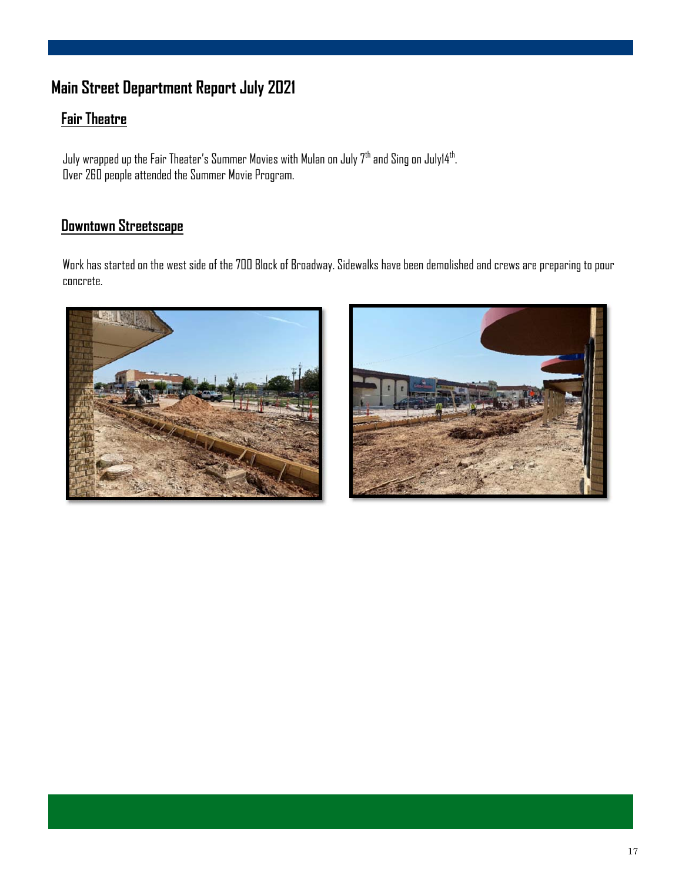# Main Street Department Report July 2021

## Fair Theatre

July wrapped up the Fair Theater's Summer Movies with Mulan on July 7th and Sing on July14th.
Over 260 people attended the Summer Movie Program.

## Downtown Streetscape

Work has started on the west side of the 700 Block of Broadway. Sidewalks have been demolished and crews are preparing to pour concrete.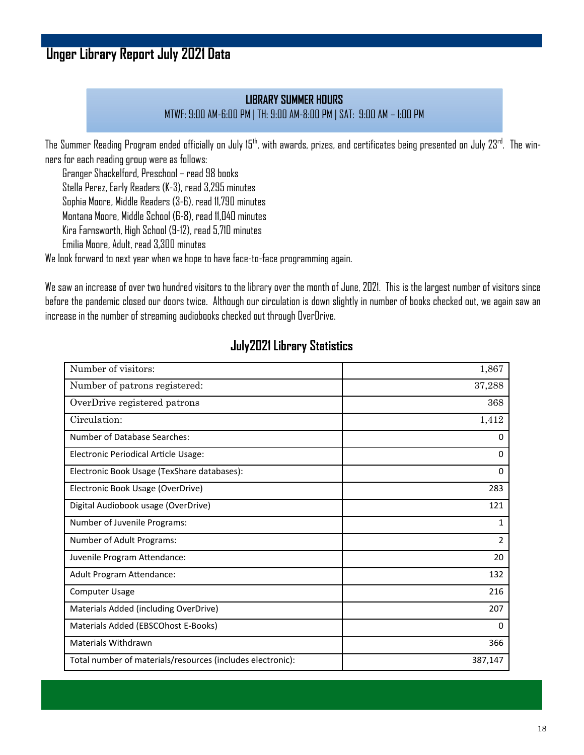# Unger Library Report July 2021 Data

**LIBRARY SUMMER HOURS**

MTWF: 9:00 AM-6:00 PM | TH: 9:00 AM-8:00 PM | SAT: 9:00 AM – 1:00 PM

The Summer Reading Program ended officially on July 15th, with awards, prizes, and certificates being presented on July 23rd. The winners for each reading group were as follows:

- Granger Shackelford, Preschool – read 98 books
- Stella Perez, Early Readers (K-3), read 3,295 minutes
- Sophia Moore, Middle Readers (3-6), read 11,790 minutes
- Montana Moore, Middle School (6-8), read 11,040 minutes
- Kira Farnsworth, High School (9-12), read 5,710 minutes
- Emilia Moore, Adult, read 3,300 minutes

We look forward to next year when we hope to have face-to-face programming again.

We saw an increase of over two hundred visitors to the library over the month of June, 2021. This is the largest number of visitors since before the pandemic closed our doors twice. Although our circulation is down slightly in number of books checked out, we again saw an increase in the number of streaming audiobooks checked out through OverDrive.

## July2021 Library Statistics

| | |
|---|---:|
| Number of visitors: | 1,867 |
| Number of patrons registered: | 37,288 |
| OverDrive registered patrons | 368 |
| Circulation: | 1,412 |
| Number of Database Searches: | 0 |
| Electronic Periodical Article Usage: | 0 |
| Electronic Book Usage (TexShare databases): | 0 |
| Electronic Book Usage (OverDrive) | 283 |
| Digital Audiobook usage (OverDrive) | 121 |
| Number of Juvenile Programs: | 1 |
| Number of Adult Programs: | 2 |
| Juvenile Program Attendance: | 20 |
| Adult Program Attendance: | 132 |
| Computer Usage | 216 |
| Materials Added (including OverDrive) | 207 |
| Materials Added (EBSCOhost E-Books) | 0 |
| Materials Withdrawn | 366 |
| Total number of materials/resources (includes electronic): | 387,147 |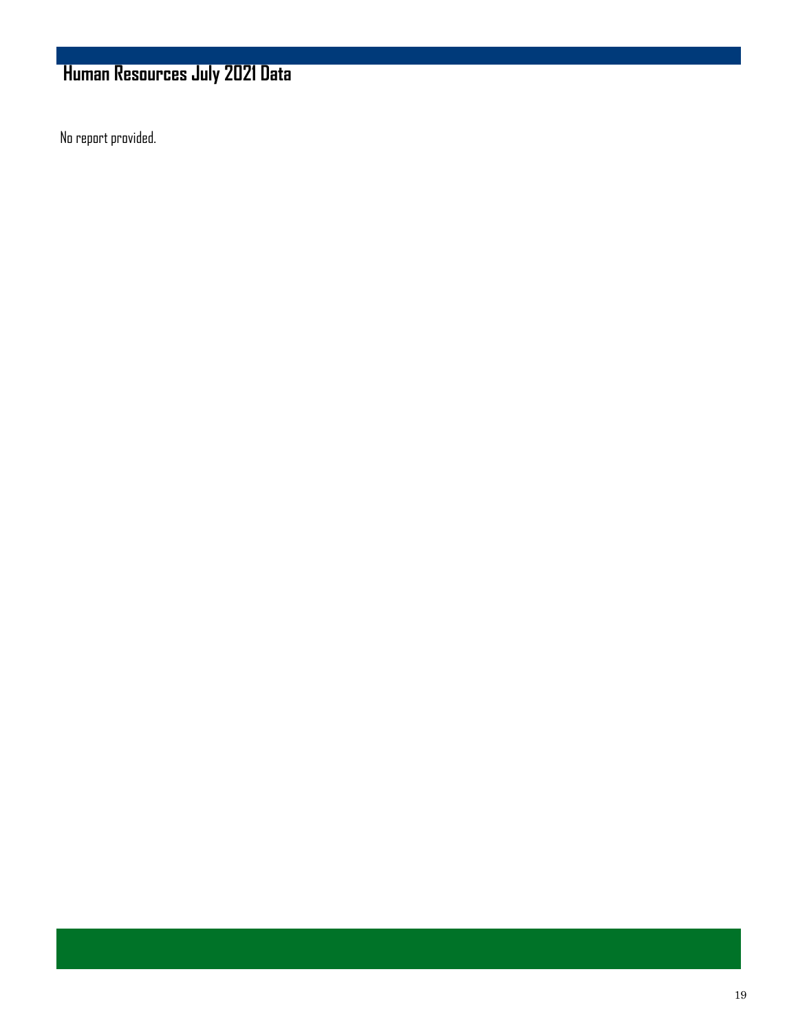# Human Resources July 2021 Data

No report provided.